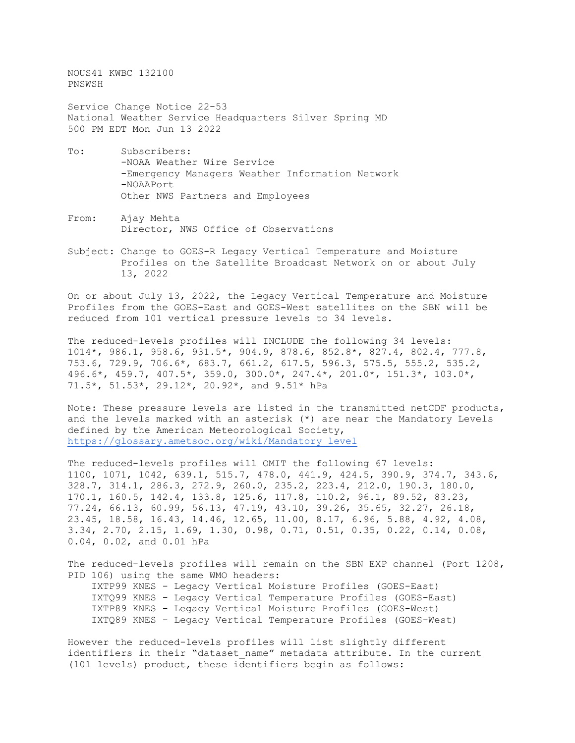NOUS41 KWBC 132100
PNSWSH

Service Change Notice 22-53
National Weather Service Headquarters Silver Spring MD
500 PM EDT Mon Jun 13 2022

To: Subscribers:
-NOAA Weather Wire Service
-Emergency Managers Weather Information Network
-NOAAPort
Other NWS Partners and Employees

From: Ajay Mehta
Director, NWS Office of Observations

Subject: Change to GOES-R Legacy Vertical Temperature and Moisture Profiles on the Satellite Broadcast Network on or about July 13, 2022

On or about July 13, 2022, the Legacy Vertical Temperature and Moisture Profiles from the GOES-East and GOES-West satellites on the SBN will be reduced from 101 vertical pressure levels to 34 levels.

The reduced-levels profiles will INCLUDE the following 34 levels:
1014*, 986.1, 958.6, 931.5*, 904.9, 878.6, 852.8*, 827.4, 802.4, 777.8, 753.6, 729.9, 706.6*, 683.7, 661.2, 617.5, 596.3, 575.5, 555.2, 535.2, 496.6*, 459.7, 407.5*, 359.0, 300.0*, 247.4*, 201.0*, 151.3*, 103.0*, 71.5*, 51.53*, 29.12*, 20.92*, and 9.51* hPa

Note: These pressure levels are listed in the transmitted netCDF products, and the levels marked with an asterisk (*) are near the Mandatory Levels defined by the American Meteorological Society,
https://glossary.ametsoc.org/wiki/Mandatory_level

The reduced-levels profiles will OMIT the following 67 levels:
1100, 1071, 1042, 639.1, 515.7, 478.0, 441.9, 424.5, 390.9, 374.7, 343.6, 328.7, 314.1, 286.3, 272.9, 260.0, 235.2, 223.4, 212.0, 190.3, 180.0, 170.1, 160.5, 142.4, 133.8, 125.6, 117.8, 110.2, 96.1, 89.52, 83.23, 77.24, 66.13, 60.99, 56.13, 47.19, 43.10, 39.26, 35.65, 32.27, 26.18, 23.45, 18.58, 16.43, 14.46, 12.65, 11.00, 8.17, 6.96, 5.88, 4.92, 4.08, 3.34, 2.70, 2.15, 1.69, 1.30, 0.98, 0.71, 0.51, 0.35, 0.22, 0.14, 0.08, 0.04, 0.02, and 0.01 hPa

The reduced-levels profiles will remain on the SBN EXP channel (Port 1208, PID 106) using the same WMO headers:

- IXTP99 KNES - Legacy Vertical Moisture Profiles (GOES-East)
- IXTQ99 KNES - Legacy Vertical Temperature Profiles (GOES-East)
- IXTP89 KNES - Legacy Vertical Moisture Profiles (GOES-West)
- IXTQ89 KNES - Legacy Vertical Temperature Profiles (GOES-West)

However the reduced-levels profiles will list slightly different identifiers in their “dataset_name” metadata attribute. In the current (101 levels) product, these identifiers begin as follows: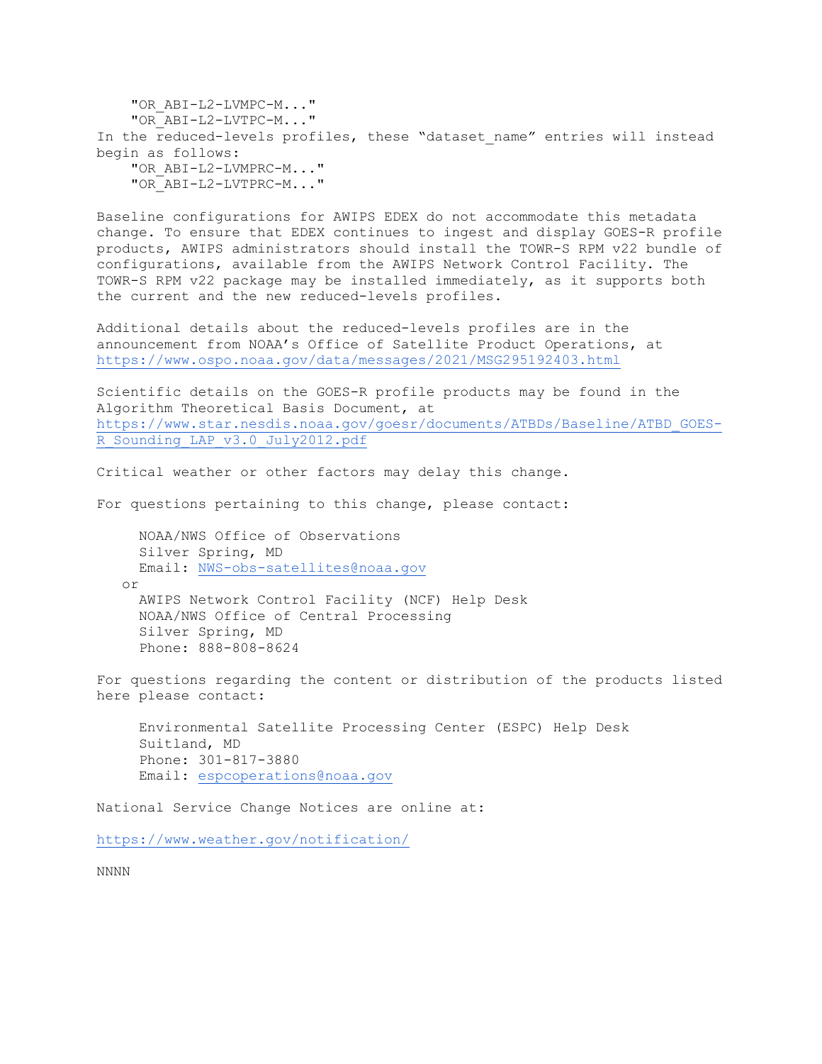"OR_ABI-L2-LVMPC-M..."
    "OR_ABI-L2-LVTPC-M..."

In the reduced-levels profiles, these “dataset_name” entries will instead begin as follows:

    "OR_ABI-L2-LVMPRC-M..."
    "OR_ABI-L2-LVTPRC-M..."

Baseline configurations for AWIPS EDEX do not accommodate this metadata change. To ensure that EDEX continues to ingest and display GOES-R profile products, AWIPS administrators should install the TOWR-S RPM v22 bundle of configurations, available from the AWIPS Network Control Facility. The TOWR-S RPM v22 package may be installed immediately, as it supports both the current and the new reduced-levels profiles.

Additional details about the reduced-levels profiles are in the announcement from NOAA’s Office of Satellite Product Operations, at https://www.ospo.noaa.gov/data/messages/2021/MSG295192403.html

Scientific details on the GOES-R profile products may be found in the Algorithm Theoretical Basis Document, at https://www.star.nesdis.noaa.gov/goesr/documents/ATBDs/Baseline/ATBD_GOES-R_Sounding_LAP_v3.0_July2012.pdf

Critical weather or other factors may delay this change.

For questions pertaining to this change, please contact:

NOAA/NWS Office of Observations
Silver Spring, MD
Email: NWS-obs-satellites@noaa.gov

or

AWIPS Network Control Facility (NCF) Help Desk
NOAA/NWS Office of Central Processing
Silver Spring, MD
Phone: 888-808-8624

For questions regarding the content or distribution of the products listed here please contact:

Environmental Satellite Processing Center (ESPC) Help Desk
Suitland, MD
Phone: 301-817-3880
Email: espcoperations@noaa.gov

National Service Change Notices are online at:

https://www.weather.gov/notification/

NNNN